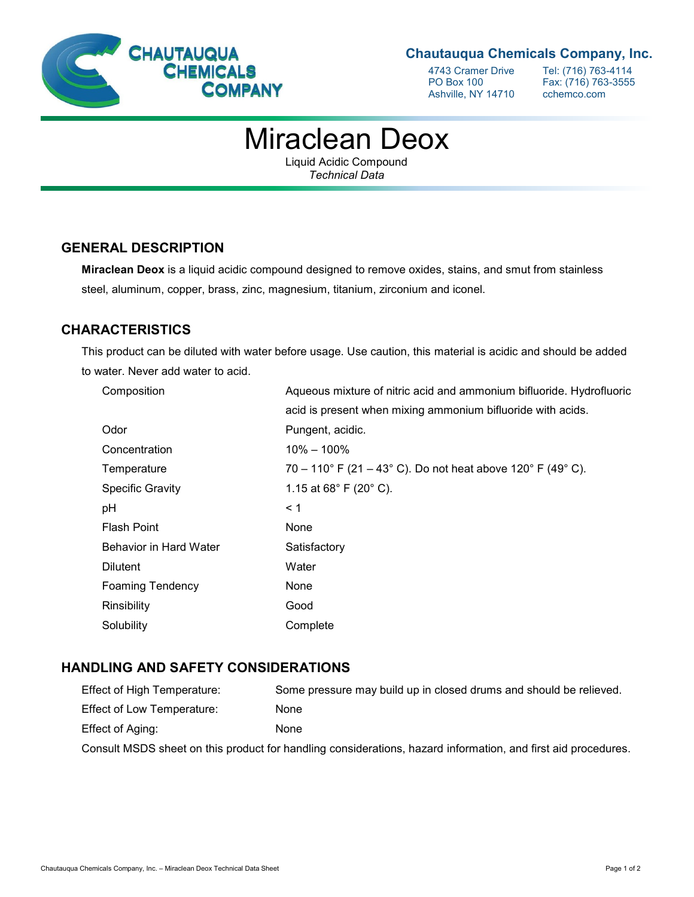**Chautauqua Chemicals Company, Inc.**

4743 Cramer Drive
PO Box 100
Ashville, NY 14710

Tel: (716) 763-4114
Fax: (716) 763-3555
cchemco.com

# Miraclean Deox

Liquid Acidic Compound
*Technical Data*

## GENERAL DESCRIPTION

**Miraclean Deox** is a liquid acidic compound designed to remove oxides, stains, and smut from stainless steel, aluminum, copper, brass, zinc, magnesium, titanium, zirconium and iconel.

## CHARACTERISTICS

This product can be diluted with water before usage. Use caution, this material is acidic and should be added to water. Never add water to acid.

| | |
|---|---|
| Composition | Aqueous mixture of nitric acid and ammonium bifluoride. Hydrofluoric acid is present when mixing ammonium bifluoride with acids. |
| Odor | Pungent, acidic. |
| Concentration | 10% – 100% |
| Temperature | 70 – 110° F (21 – 43° C). Do not heat above 120° F (49° C). |
| Specific Gravity | 1.15 at 68° F (20° C). |
| pH | < 1 |
| Flash Point | None |
| Behavior in Hard Water | Satisfactory |
| Dilutent | Water |
| Foaming Tendency | None |
| Rinsibility | Good |
| Solubility | Complete |

## HANDLING AND SAFETY CONSIDERATIONS

| | |
|---|---|
| Effect of High Temperature: | Some pressure may build up in closed drums and should be relieved. |
| Effect of Low Temperature: | None |
| Effect of Aging: | None |

Consult MSDS sheet on this product for handling considerations, hazard information, and first aid procedures.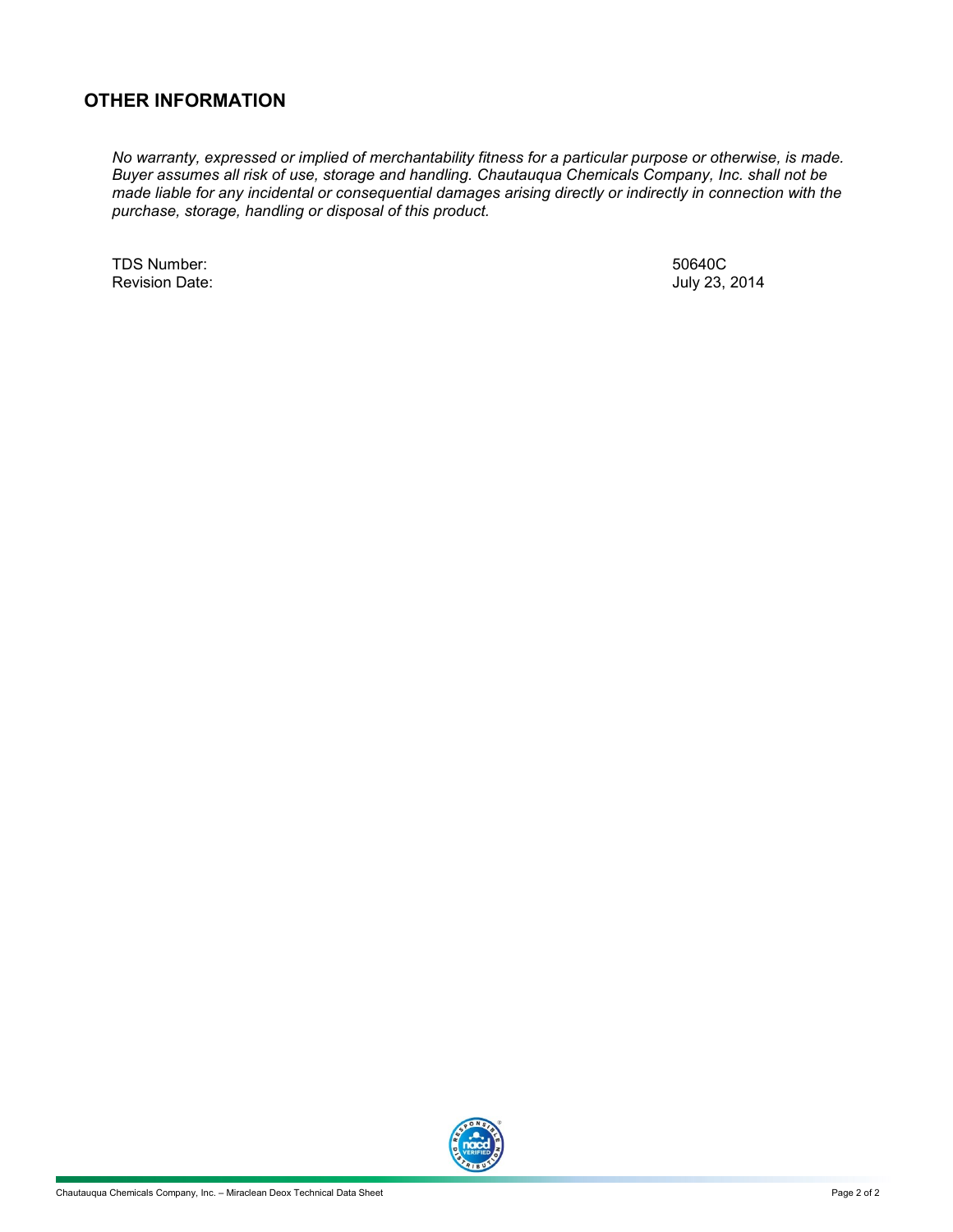## OTHER INFORMATION

*No warranty, expressed or implied of merchantability fitness for a particular purpose or otherwise, is made. Buyer assumes all risk of use, storage and handling. Chautauqua Chemicals Company, Inc. shall not be made liable for any incidental or consequential damages arising directly or indirectly in connection with the purchase, storage, handling or disposal of this product.*

| | |
|---|---|
| TDS Number: | 50640C |
| Revision Date: | July 23, 2014 |